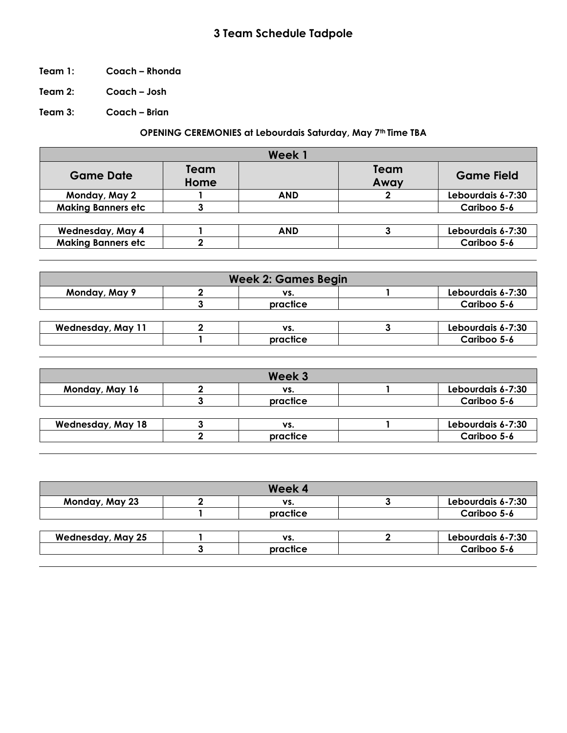# 3 Team Schedule Tadpole

**Team 1:** Coach – Rhonda

**Team 2:** Coach – Josh

**Team 3:** Coach – Brian

**OPENING CEREMONIES at Lebourdais Saturday, May 7th Time TBA**

| Week 1 | | | | |
|---|---|---|---|---|
| **Game Date** | **Team Home** | | **Team Away** | **Game Field** |
| **Monday, May 2** | **1** | **AND** | **2** | **Lebourdais 6-7:30** |
| **Making Banners etc** | **3** | | | **Cariboo 5-6** |
| | | | | |
| **Wednesday, May 4** | **1** | **AND** | **3** | **Lebourdais 6-7:30** |
| **Making Banners etc** | **2** | | | **Cariboo 5-6** |

| Week 2: Games Begin | | | | |
|---|---|---|---|---|
| **Monday, May 9** | **2** | **vs.** | **1** | **Lebourdais 6-7:30** |
| | **3** | **practice** | | **Cariboo 5-6** |
| | | | | |
| **Wednesday, May 11** | **2** | **vs.** | **3** | **Lebourdais 6-7:30** |
| | **1** | **practice** | | **Cariboo 5-6** |

| Week 3 | | | | |
|---|---|---|---|---|
| **Monday, May 16** | **2** | **vs.** | **1** | **Lebourdais 6-7:30** |
| | **3** | **practice** | | **Cariboo 5-6** |
| | | | | |
| **Wednesday, May 18** | **3** | **vs.** | **1** | **Lebourdais 6-7:30** |
| | **2** | **practice** | | **Cariboo 5-6** |

| Week 4 | | | | |
|---|---|---|---|---|
| **Monday, May 23** | **2** | **vs.** | **3** | **Lebourdais 6-7:30** |
| | **1** | **practice** | | **Cariboo 5-6** |
| | | | | |
| **Wednesday, May 25** | **1** | **vs.** | **2** | **Lebourdais 6-7:30** |
| | **3** | **practice** | | **Cariboo 5-6** |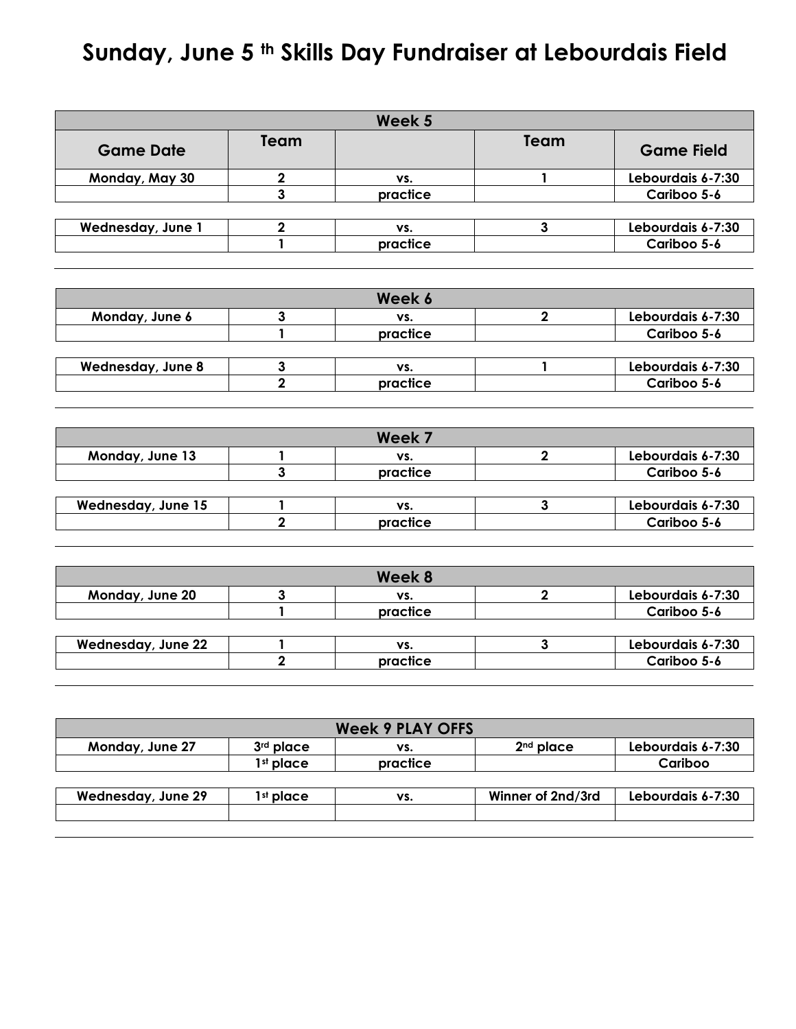# Sunday, June 5 th Skills Day Fundraiser at Lebourdais Field

| Game Date | Team | | Team | Game Field |
|---|---|---|---|---|
| **Week 5** | | | | |
| Monday, May 30 | 2 | vs. | 1 | Lebourdais 6-7:30 |
| | 3 | practice | | Cariboo 5-6 |
| Wednesday, June 1 | 2 | vs. | 3 | Lebourdais 6-7:30 |
| | 1 | practice | | Cariboo 5-6 |

| | | | | |
|---|---|---|---|---|
| **Week 6** | | | | |
| Monday, June 6 | 3 | vs. | 2 | Lebourdais 6-7:30 |
| | 1 | practice | | Cariboo 5-6 |
| Wednesday, June 8 | 3 | vs. | 1 | Lebourdais 6-7:30 |
| | 2 | practice | | Cariboo 5-6 |

| | | | | |
|---|---|---|---|---|
| **Week 7** | | | | |
| Monday, June 13 | 1 | vs. | 2 | Lebourdais 6-7:30 |
| | 3 | practice | | Cariboo 5-6 |
| Wednesday, June 15 | 1 | vs. | 3 | Lebourdais 6-7:30 |
| | 2 | practice | | Cariboo 5-6 |

| | | | | |
|---|---|---|---|---|
| **Week 8** | | | | |
| Monday, June 20 | 3 | vs. | 2 | Lebourdais 6-7:30 |
| | 1 | practice | | Cariboo 5-6 |
| Wednesday, June 22 | 1 | vs. | 3 | Lebourdais 6-7:30 |
| | 2 | practice | | Cariboo 5-6 |

| | | | | |
|---|---|---|---|---|
| **Week 9 PLAY OFFS** | | | | |
| Monday, June 27 | 3rd place | vs. | 2nd place | Lebourdais 6-7:30 |
| | 1st place | practice | | Cariboo |
| Wednesday, June 29 | 1st place | vs. | Winner of 2nd/3rd | Lebourdais 6-7:30 |
| | | | | |